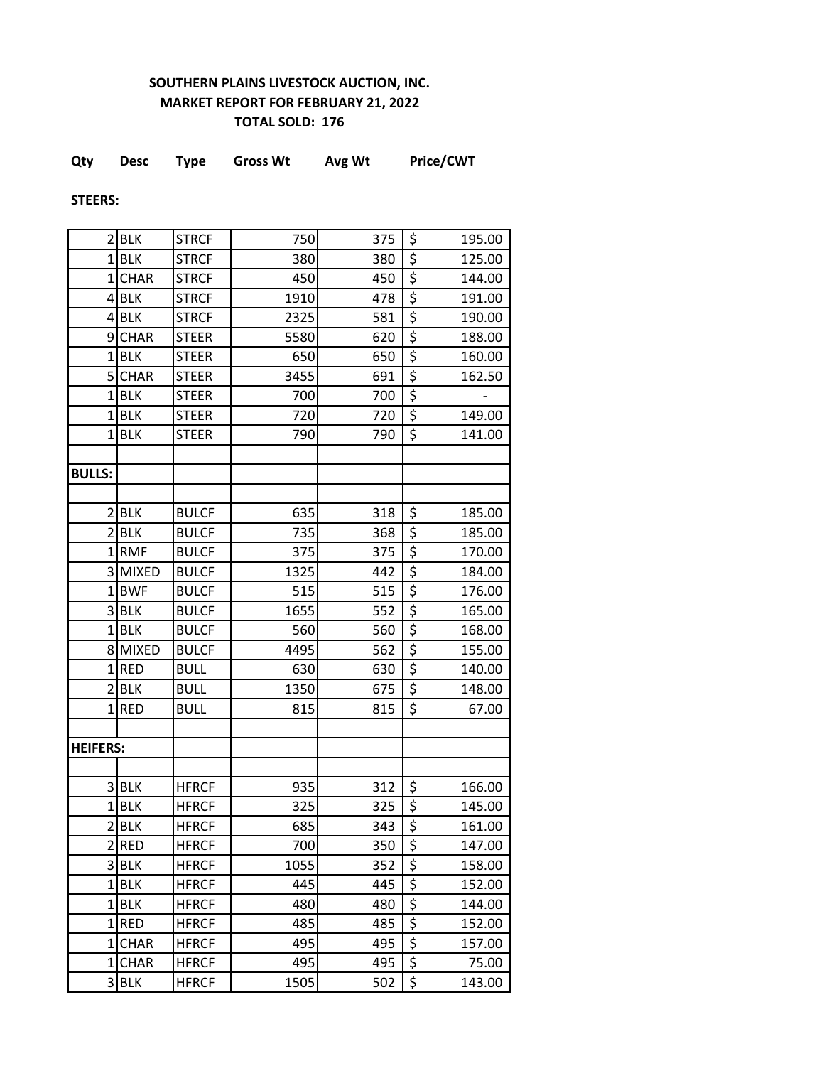**SOUTHERN PLAINS LIVESTOCK AUCTION, INC.**
**MARKET REPORT FOR FEBRUARY 21, 2022**
**TOTAL SOLD: 176**

| Qty | Desc | Type | Gross Wt | Avg Wt | Price/CWT |
|---|---|---|---|---|---|
| **STEERS:** | | | | | |
| 2 | BLK | STRCF | 750 | 375 | $ 195.00 |
| 1 | BLK | STRCF | 380 | 380 | $ 125.00 |
| 1 | CHAR | STRCF | 450 | 450 | $ 144.00 |
| 4 | BLK | STRCF | 1910 | 478 | $ 191.00 |
| 4 | BLK | STRCF | 2325 | 581 | $ 190.00 |
| 9 | CHAR | STEER | 5580 | 620 | $ 188.00 |
| 1 | BLK | STEER | 650 | 650 | $ 160.00 |
| 5 | CHAR | STEER | 3455 | 691 | $ 162.50 |
| 1 | BLK | STEER | 700 | 700 | $ - |
| 1 | BLK | STEER | 720 | 720 | $ 149.00 |
| 1 | BLK | STEER | 790 | 790 | $ 141.00 |
| | | | | | |
| **BULLS:** | | | | | |
| | | | | | |
| 2 | BLK | BULCF | 635 | 318 | $ 185.00 |
| 2 | BLK | BULCF | 735 | 368 | $ 185.00 |
| 1 | RMF | BULCF | 375 | 375 | $ 170.00 |
| 3 | MIXED | BULCF | 1325 | 442 | $ 184.00 |
| 1 | BWF | BULCF | 515 | 515 | $ 176.00 |
| 3 | BLK | BULCF | 1655 | 552 | $ 165.00 |
| 1 | BLK | BULCF | 560 | 560 | $ 168.00 |
| 8 | MIXED | BULCF | 4495 | 562 | $ 155.00 |
| 1 | RED | BULL | 630 | 630 | $ 140.00 |
| 2 | BLK | BULL | 1350 | 675 | $ 148.00 |
| 1 | RED | BULL | 815 | 815 | $ 67.00 |
| | | | | | |
| **HEIFERS:** | | | | | |
| | | | | | |
| 3 | BLK | HFRCF | 935 | 312 | $ 166.00 |
| 1 | BLK | HFRCF | 325 | 325 | $ 145.00 |
| 2 | BLK | HFRCF | 685 | 343 | $ 161.00 |
| 2 | RED | HFRCF | 700 | 350 | $ 147.00 |
| 3 | BLK | HFRCF | 1055 | 352 | $ 158.00 |
| 1 | BLK | HFRCF | 445 | 445 | $ 152.00 |
| 1 | BLK | HFRCF | 480 | 480 | $ 144.00 |
| 1 | RED | HFRCF | 485 | 485 | $ 152.00 |
| 1 | CHAR | HFRCF | 495 | 495 | $ 157.00 |
| 1 | CHAR | HFRCF | 495 | 495 | $ 75.00 |
| 3 | BLK | HFRCF | 1505 | 502 | $ 143.00 |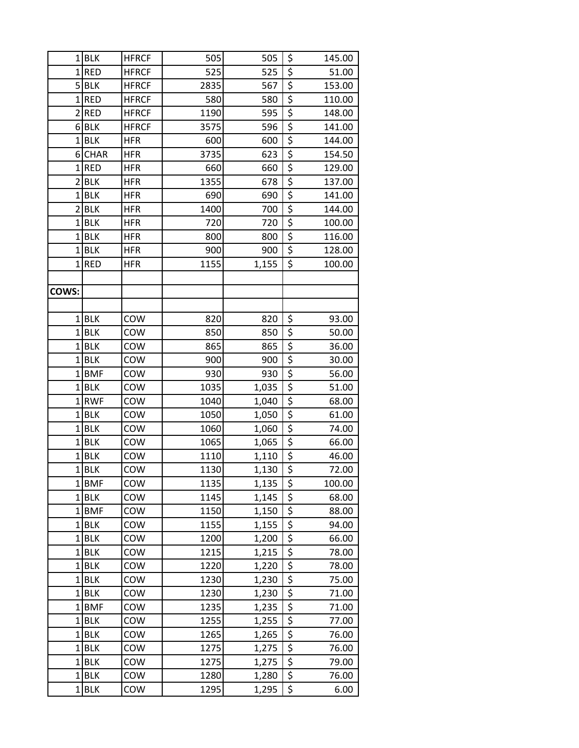| | | | | | |
|---|---|---|---|---|---|
| 1 | BLK | HFRCF | 505 | 505 | $ 145.00 |
| 1 | RED | HFRCF | 525 | 525 | $ 51.00 |
| 5 | BLK | HFRCF | 2835 | 567 | $ 153.00 |
| 1 | RED | HFRCF | 580 | 580 | $ 110.00 |
| 2 | RED | HFRCF | 1190 | 595 | $ 148.00 |
| 6 | BLK | HFRCF | 3575 | 596 | $ 141.00 |
| 1 | BLK | HFR | 600 | 600 | $ 144.00 |
| 6 | CHAR | HFR | 3735 | 623 | $ 154.50 |
| 1 | RED | HFR | 660 | 660 | $ 129.00 |
| 2 | BLK | HFR | 1355 | 678 | $ 137.00 |
| 1 | BLK | HFR | 690 | 690 | $ 141.00 |
| 2 | BLK | HFR | 1400 | 700 | $ 144.00 |
| 1 | BLK | HFR | 720 | 720 | $ 100.00 |
| 1 | BLK | HFR | 800 | 800 | $ 116.00 |
| 1 | BLK | HFR | 900 | 900 | $ 128.00 |
| 1 | RED | HFR | 1155 | 1,155 | $ 100.00 |
| | | | | | |
| **COWS:** | | | | | |
| | | | | | |
| 1 | BLK | COW | 820 | 820 | $ 93.00 |
| 1 | BLK | COW | 850 | 850 | $ 50.00 |
| 1 | BLK | COW | 865 | 865 | $ 36.00 |
| 1 | BLK | COW | 900 | 900 | $ 30.00 |
| 1 | BMF | COW | 930 | 930 | $ 56.00 |
| 1 | BLK | COW | 1035 | 1,035 | $ 51.00 |
| 1 | RWF | COW | 1040 | 1,040 | $ 68.00 |
| 1 | BLK | COW | 1050 | 1,050 | $ 61.00 |
| 1 | BLK | COW | 1060 | 1,060 | $ 74.00 |
| 1 | BLK | COW | 1065 | 1,065 | $ 66.00 |
| 1 | BLK | COW | 1110 | 1,110 | $ 46.00 |
| 1 | BLK | COW | 1130 | 1,130 | $ 72.00 |
| 1 | BMF | COW | 1135 | 1,135 | $ 100.00 |
| 1 | BLK | COW | 1145 | 1,145 | $ 68.00 |
| 1 | BMF | COW | 1150 | 1,150 | $ 88.00 |
| 1 | BLK | COW | 1155 | 1,155 | $ 94.00 |
| 1 | BLK | COW | 1200 | 1,200 | $ 66.00 |
| 1 | BLK | COW | 1215 | 1,215 | $ 78.00 |
| 1 | BLK | COW | 1220 | 1,220 | $ 78.00 |
| 1 | BLK | COW | 1230 | 1,230 | $ 75.00 |
| 1 | BLK | COW | 1230 | 1,230 | $ 71.00 |
| 1 | BMF | COW | 1235 | 1,235 | $ 71.00 |
| 1 | BLK | COW | 1255 | 1,255 | $ 77.00 |
| 1 | BLK | COW | 1265 | 1,265 | $ 76.00 |
| 1 | BLK | COW | 1275 | 1,275 | $ 76.00 |
| 1 | BLK | COW | 1275 | 1,275 | $ 79.00 |
| 1 | BLK | COW | 1280 | 1,280 | $ 76.00 |
| 1 | BLK | COW | 1295 | 1,295 | $ 6.00 |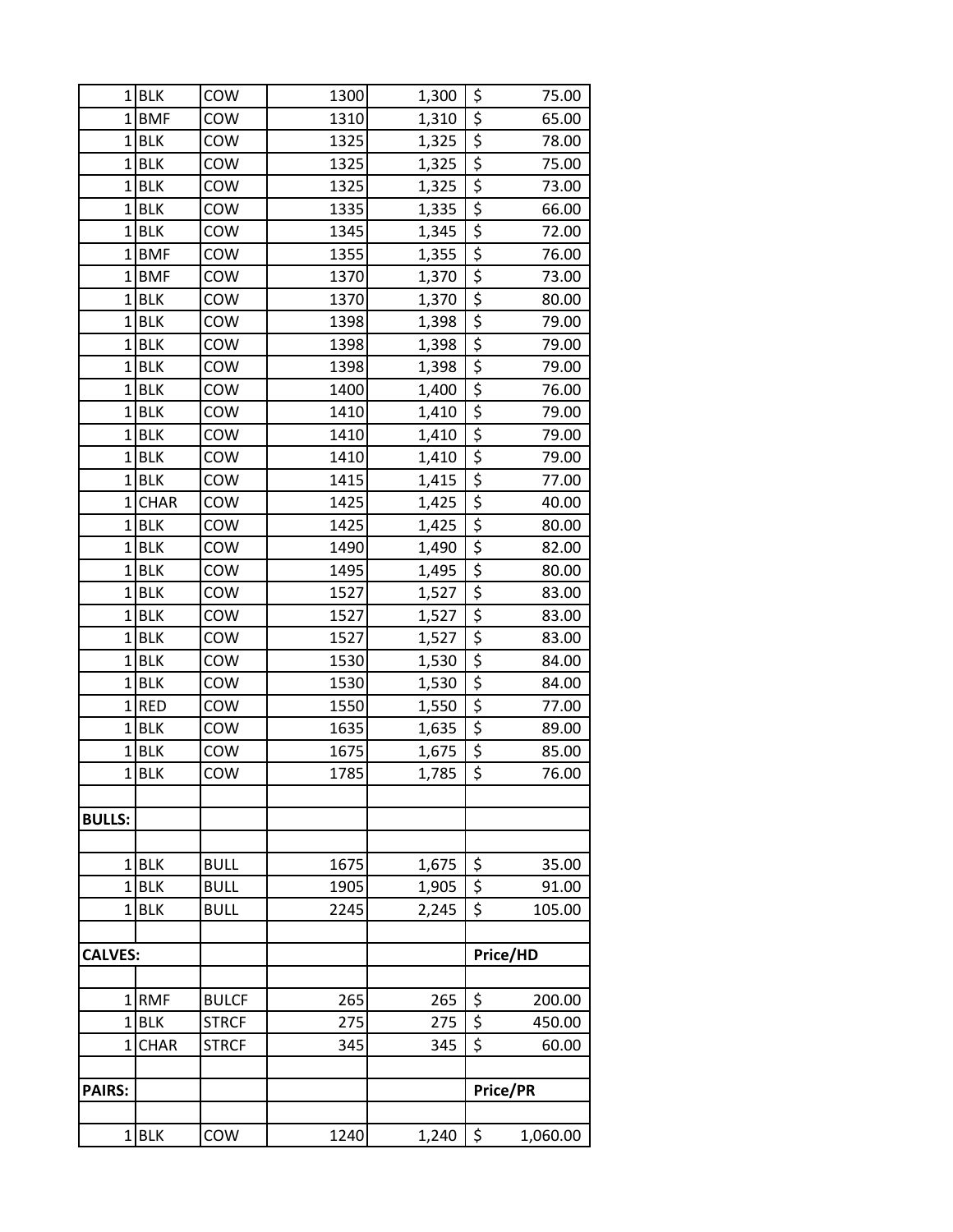| | | | | | |
|---|---|---|---|---|---|
| 1 | BLK | COW | 1300 | 1,300 | $ 75.00 |
| 1 | BMF | COW | 1310 | 1,310 | $ 65.00 |
| 1 | BLK | COW | 1325 | 1,325 | $ 78.00 |
| 1 | BLK | COW | 1325 | 1,325 | $ 75.00 |
| 1 | BLK | COW | 1325 | 1,325 | $ 73.00 |
| 1 | BLK | COW | 1335 | 1,335 | $ 66.00 |
| 1 | BLK | COW | 1345 | 1,345 | $ 72.00 |
| 1 | BMF | COW | 1355 | 1,355 | $ 76.00 |
| 1 | BMF | COW | 1370 | 1,370 | $ 73.00 |
| 1 | BLK | COW | 1370 | 1,370 | $ 80.00 |
| 1 | BLK | COW | 1398 | 1,398 | $ 79.00 |
| 1 | BLK | COW | 1398 | 1,398 | $ 79.00 |
| 1 | BLK | COW | 1398 | 1,398 | $ 79.00 |
| 1 | BLK | COW | 1400 | 1,400 | $ 76.00 |
| 1 | BLK | COW | 1410 | 1,410 | $ 79.00 |
| 1 | BLK | COW | 1410 | 1,410 | $ 79.00 |
| 1 | BLK | COW | 1410 | 1,410 | $ 79.00 |
| 1 | BLK | COW | 1415 | 1,415 | $ 77.00 |
| 1 | CHAR | COW | 1425 | 1,425 | $ 40.00 |
| 1 | BLK | COW | 1425 | 1,425 | $ 80.00 |
| 1 | BLK | COW | 1490 | 1,490 | $ 82.00 |
| 1 | BLK | COW | 1495 | 1,495 | $ 80.00 |
| 1 | BLK | COW | 1527 | 1,527 | $ 83.00 |
| 1 | BLK | COW | 1527 | 1,527 | $ 83.00 |
| 1 | BLK | COW | 1527 | 1,527 | $ 83.00 |
| 1 | BLK | COW | 1530 | 1,530 | $ 84.00 |
| 1 | BLK | COW | 1530 | 1,530 | $ 84.00 |
| 1 | RED | COW | 1550 | 1,550 | $ 77.00 |
| 1 | BLK | COW | 1635 | 1,635 | $ 89.00 |
| 1 | BLK | COW | 1675 | 1,675 | $ 85.00 |
| 1 | BLK | COW | 1785 | 1,785 | $ 76.00 |
| | | | | | |
| **BULLS:** | | | | | |
| | | | | | |
| 1 | BLK | BULL | 1675 | 1,675 | $ 35.00 |
| 1 | BLK | BULL | 1905 | 1,905 | $ 91.00 |
| 1 | BLK | BULL | 2245 | 2,245 | $ 105.00 |
| | | | | | |
| **CALVES:** | | | | | **Price/HD** |
| | | | | | |
| 1 | RMF | BULCF | 265 | 265 | $ 200.00 |
| 1 | BLK | STRCF | 275 | 275 | $ 450.00 |
| 1 | CHAR | STRCF | 345 | 345 | $ 60.00 |
| | | | | | |
| **PAIRS:** | | | | | **Price/PR** |
| | | | | | |
| 1 | BLK | COW | 1240 | 1,240 | $ 1,060.00 |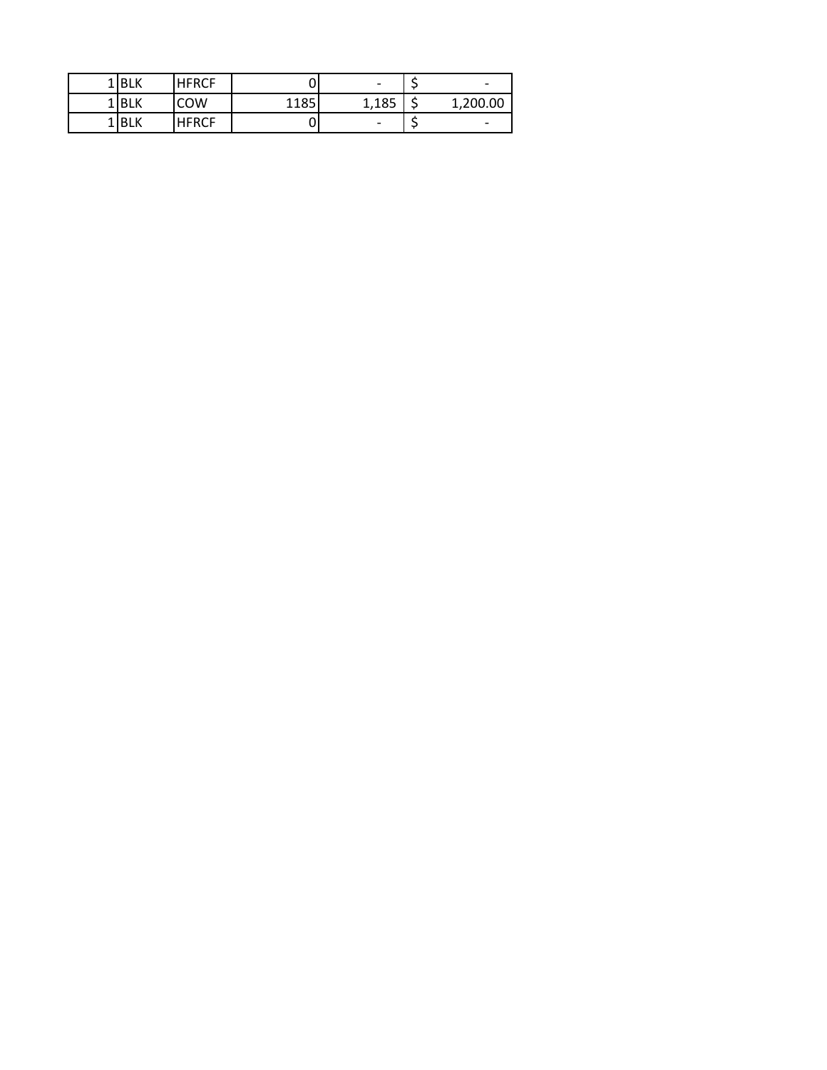| | | | | | | |
|---|---|---|---|---|---|---|
| 1 | BLK | HFRCF | 0 | - | $ | - |
| 1 | BLK | COW | 1185 | 1,185 | $ | 1,200.00 |
| 1 | BLK | HFRCF | 0 | - | $ | - |